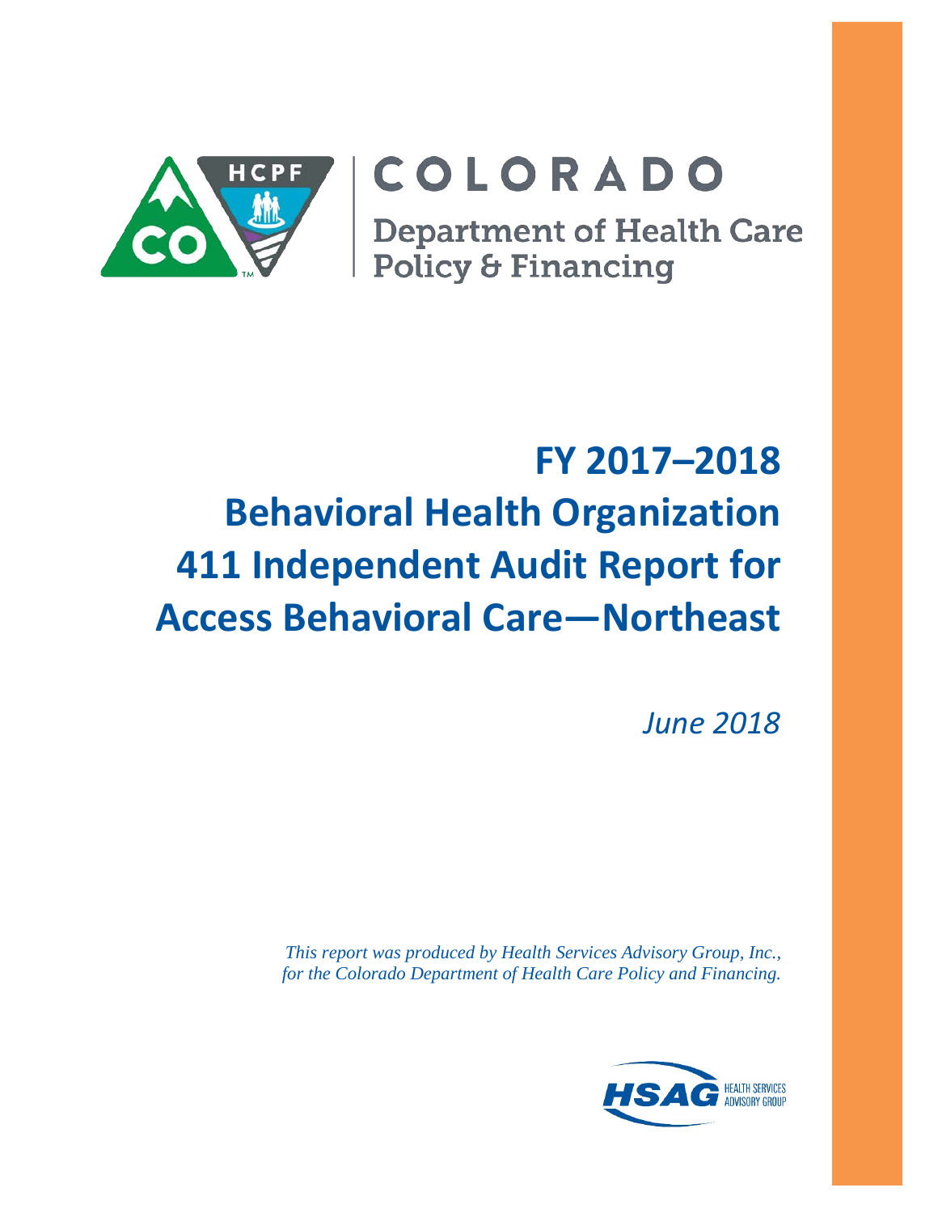COLORADO

Department of Health Care Policy & Financing

# FY 2017–2018 Behavioral Health Organization 411 Independent Audit Report for Access Behavioral Care—Northeast

*June 2018*

*This report was produced by Health Services Advisory Group, Inc., for the Colorado Department of Health Care Policy and Financing.*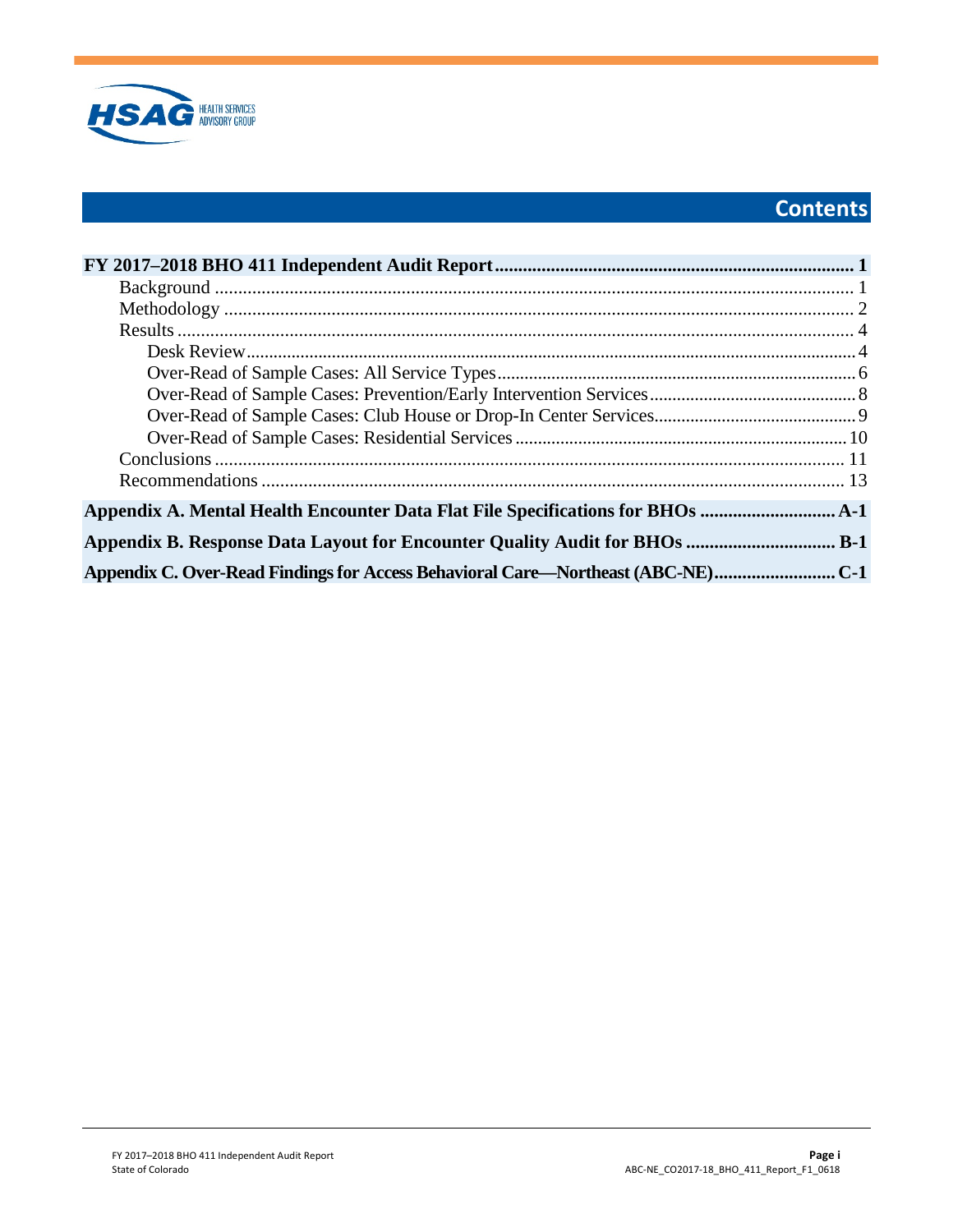# Contents

**FY 2017–2018 BHO 411 Independent Audit Report** .......... **1**
- Background .......... 1
- Methodology .......... 2
- Results .......... 4
  - Desk Review .......... 4
  - Over-Read of Sample Cases: All Service Types .......... 6
  - Over-Read of Sample Cases: Prevention/Early Intervention Services .......... 8
  - Over-Read of Sample Cases: Club House or Drop-In Center Services .......... 9
  - Over-Read of Sample Cases: Residential Services .......... 10
- Conclusions .......... 11
- Recommendations .......... 13

**Appendix A. Mental Health Encounter Data Flat File Specifications for BHOs** .......... **A-1**

**Appendix B. Response Data Layout for Encounter Quality Audit for BHOs** .......... **B-1**

**Appendix C. Over-Read Findings for Access Behavioral Care—Northeast (ABC-NE)** .......... **C-1**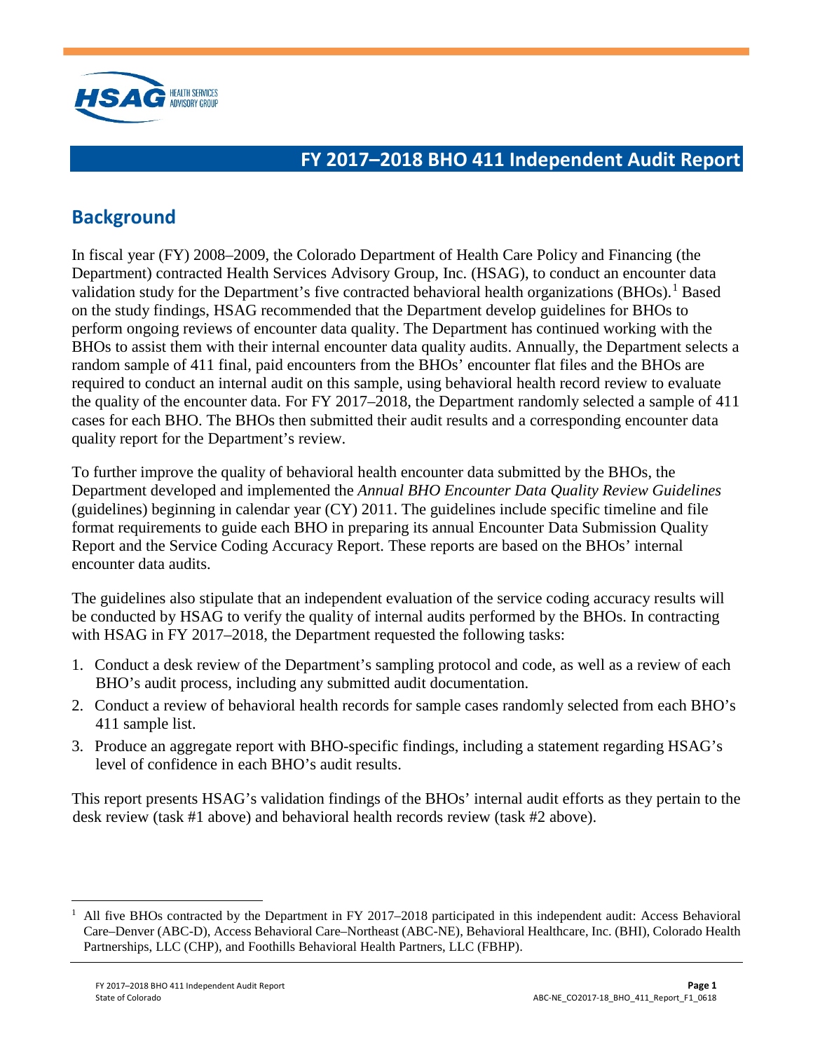# FY 2017–2018 BHO 411 Independent Audit Report

## Background

In fiscal year (FY) 2008–2009, the Colorado Department of Health Care Policy and Financing (the Department) contracted Health Services Advisory Group, Inc. (HSAG), to conduct an encounter data validation study for the Department's five contracted behavioral health organizations (BHOs).[1] Based on the study findings, HSAG recommended that the Department develop guidelines for BHOs to perform ongoing reviews of encounter data quality. The Department has continued working with the BHOs to assist them with their internal encounter data quality audits. Annually, the Department selects a random sample of 411 final, paid encounters from the BHOs' encounter flat files and the BHOs are required to conduct an internal audit on this sample, using behavioral health record review to evaluate the quality of the encounter data. For FY 2017–2018, the Department randomly selected a sample of 411 cases for each BHO. The BHOs then submitted their audit results and a corresponding encounter data quality report for the Department's review.

To further improve the quality of behavioral health encounter data submitted by the BHOs, the Department developed and implemented the *Annual BHO Encounter Data Quality Review Guidelines* (guidelines) beginning in calendar year (CY) 2011. The guidelines include specific timeline and file format requirements to guide each BHO in preparing its annual Encounter Data Submission Quality Report and the Service Coding Accuracy Report. These reports are based on the BHOs' internal encounter data audits.

The guidelines also stipulate that an independent evaluation of the service coding accuracy results will be conducted by HSAG to verify the quality of internal audits performed by the BHOs. In contracting with HSAG in FY 2017–2018, the Department requested the following tasks:

1. Conduct a desk review of the Department's sampling protocol and code, as well as a review of each BHO's audit process, including any submitted audit documentation.
2. Conduct a review of behavioral health records for sample cases randomly selected from each BHO's 411 sample list.
3. Produce an aggregate report with BHO-specific findings, including a statement regarding HSAG's level of confidence in each BHO's audit results.

This report presents HSAG's validation findings of the BHOs' internal audit efforts as they pertain to the desk review (task #1 above) and behavioral health records review (task #2 above).

---

[1] All five BHOs contracted by the Department in FY 2017–2018 participated in this independent audit: Access Behavioral Care–Denver (ABC-D), Access Behavioral Care–Northeast (ABC-NE), Behavioral Healthcare, Inc. (BHI), Colorado Health Partnerships, LLC (CHP), and Foothills Behavioral Health Partners, LLC (FBHP).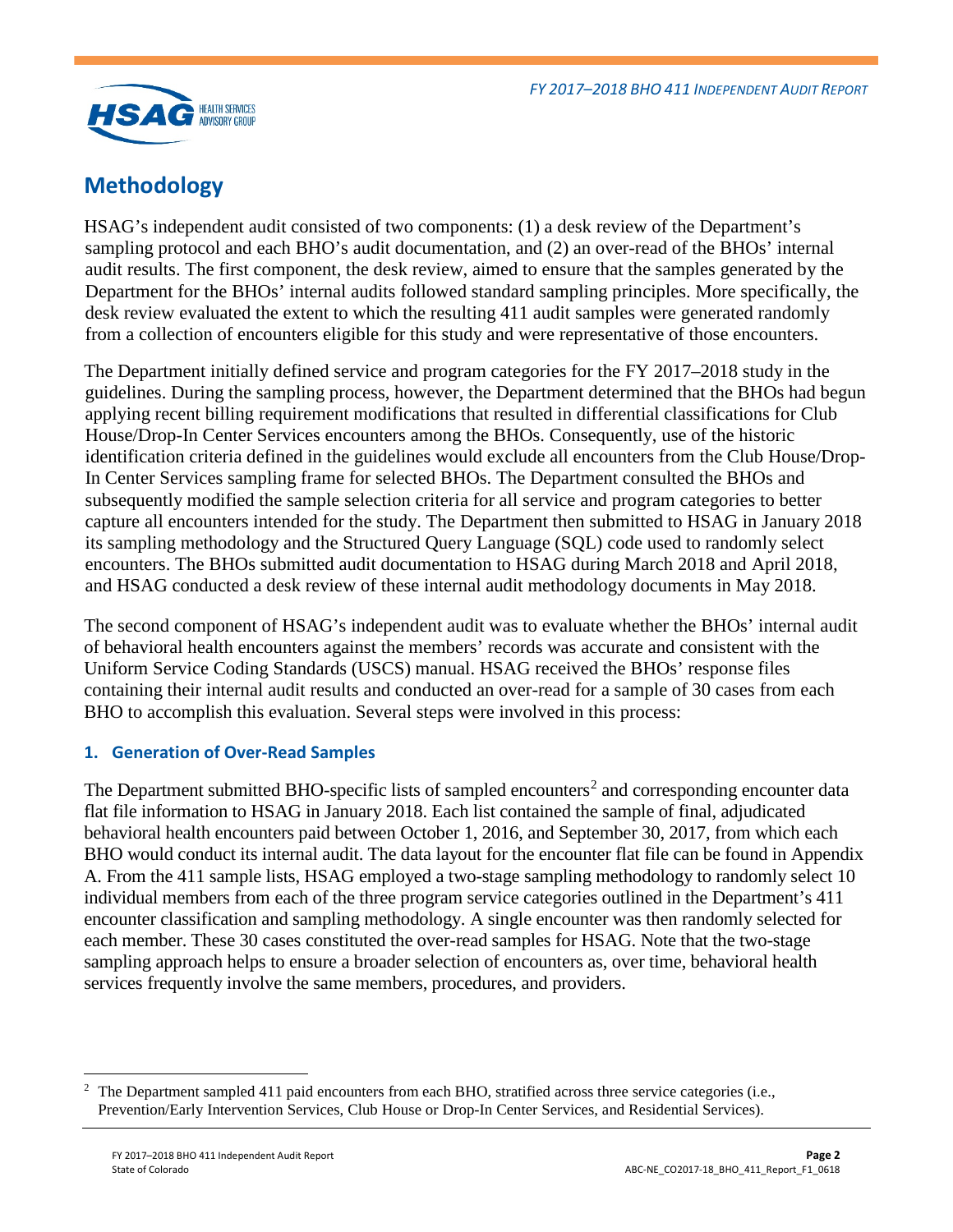## Methodology

HSAG's independent audit consisted of two components: (1) a desk review of the Department's sampling protocol and each BHO's audit documentation, and (2) an over-read of the BHOs' internal audit results. The first component, the desk review, aimed to ensure that the samples generated by the Department for the BHOs' internal audits followed standard sampling principles. More specifically, the desk review evaluated the extent to which the resulting 411 audit samples were generated randomly from a collection of encounters eligible for this study and were representative of those encounters.

The Department initially defined service and program categories for the FY 2017–2018 study in the guidelines. During the sampling process, however, the Department determined that the BHOs had begun applying recent billing requirement modifications that resulted in differential classifications for Club House/Drop-In Center Services encounters among the BHOs. Consequently, use of the historic identification criteria defined in the guidelines would exclude all encounters from the Club House/Drop-In Center Services sampling frame for selected BHOs. The Department consulted the BHOs and subsequently modified the sample selection criteria for all service and program categories to better capture all encounters intended for the study. The Department then submitted to HSAG in January 2018 its sampling methodology and the Structured Query Language (SQL) code used to randomly select encounters. The BHOs submitted audit documentation to HSAG during March 2018 and April 2018, and HSAG conducted a desk review of these internal audit methodology documents in May 2018.

The second component of HSAG's independent audit was to evaluate whether the BHOs' internal audit of behavioral health encounters against the members' records was accurate and consistent with the Uniform Service Coding Standards (USCS) manual. HSAG received the BHOs' response files containing their internal audit results and conducted an over-read for a sample of 30 cases from each BHO to accomplish this evaluation. Several steps were involved in this process:

### 1. Generation of Over-Read Samples

The Department submitted BHO-specific lists of sampled encounters[2] and corresponding encounter data flat file information to HSAG in January 2018. Each list contained the sample of final, adjudicated behavioral health encounters paid between October 1, 2016, and September 30, 2017, from which each BHO would conduct its internal audit. The data layout for the encounter flat file can be found in Appendix A. From the 411 sample lists, HSAG employed a two-stage sampling methodology to randomly select 10 individual members from each of the three program service categories outlined in the Department's 411 encounter classification and sampling methodology. A single encounter was then randomly selected for each member. These 30 cases constituted the over-read samples for HSAG. Note that the two-stage sampling approach helps to ensure a broader selection of encounters as, over time, behavioral health services frequently involve the same members, procedures, and providers.

[2] The Department sampled 411 paid encounters from each BHO, stratified across three service categories (i.e., Prevention/Early Intervention Services, Club House or Drop-In Center Services, and Residential Services).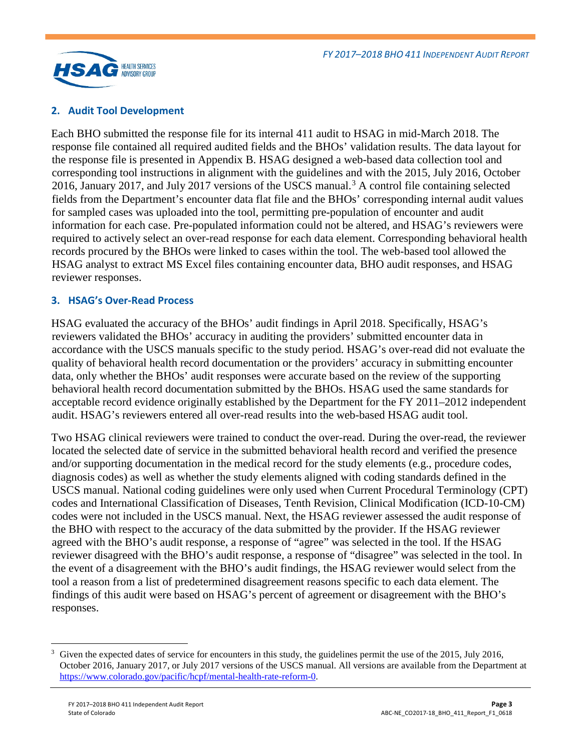## 2. Audit Tool Development

Each BHO submitted the response file for its internal 411 audit to HSAG in mid-March 2018. The response file contained all required audited fields and the BHOs' validation results. The data layout for the response file is presented in Appendix B. HSAG designed a web-based data collection tool and corresponding tool instructions in alignment with the guidelines and with the 2015, July 2016, October 2016, January 2017, and July 2017 versions of the USCS manual.[3] A control file containing selected fields from the Department's encounter data flat file and the BHOs' corresponding internal audit values for sampled cases was uploaded into the tool, permitting pre-population of encounter and audit information for each case. Pre-populated information could not be altered, and HSAG's reviewers were required to actively select an over-read response for each data element. Corresponding behavioral health records procured by the BHOs were linked to cases within the tool. The web-based tool allowed the HSAG analyst to extract MS Excel files containing encounter data, BHO audit responses, and HSAG reviewer responses.

## 3. HSAG's Over-Read Process

HSAG evaluated the accuracy of the BHOs' audit findings in April 2018. Specifically, HSAG's reviewers validated the BHOs' accuracy in auditing the providers' submitted encounter data in accordance with the USCS manuals specific to the study period. HSAG's over-read did not evaluate the quality of behavioral health record documentation or the providers' accuracy in submitting encounter data, only whether the BHOs' audit responses were accurate based on the review of the supporting behavioral health record documentation submitted by the BHOs. HSAG used the same standards for acceptable record evidence originally established by the Department for the FY 2011–2012 independent audit. HSAG's reviewers entered all over-read results into the web-based HSAG audit tool.

Two HSAG clinical reviewers were trained to conduct the over-read. During the over-read, the reviewer located the selected date of service in the submitted behavioral health record and verified the presence and/or supporting documentation in the medical record for the study elements (e.g., procedure codes, diagnosis codes) as well as whether the study elements aligned with coding standards defined in the USCS manual. National coding guidelines were only used when Current Procedural Terminology (CPT) codes and International Classification of Diseases, Tenth Revision, Clinical Modification (ICD-10-CM) codes were not included in the USCS manual. Next, the HSAG reviewer assessed the audit response of the BHO with respect to the accuracy of the data submitted by the provider. If the HSAG reviewer agreed with the BHO's audit response, a response of "agree" was selected in the tool. If the HSAG reviewer disagreed with the BHO's audit response, a response of "disagree" was selected in the tool. In the event of a disagreement with the BHO's audit findings, the HSAG reviewer would select from the tool a reason from a list of predetermined disagreement reasons specific to each data element. The findings of this audit were based on HSAG's percent of agreement or disagreement with the BHO's responses.

---

[3] Given the expected dates of service for encounters in this study, the guidelines permit the use of the 2015, July 2016, October 2016, January 2017, or July 2017 versions of the USCS manual. All versions are available from the Department at https://www.colorado.gov/pacific/hcpf/mental-health-rate-reform-0.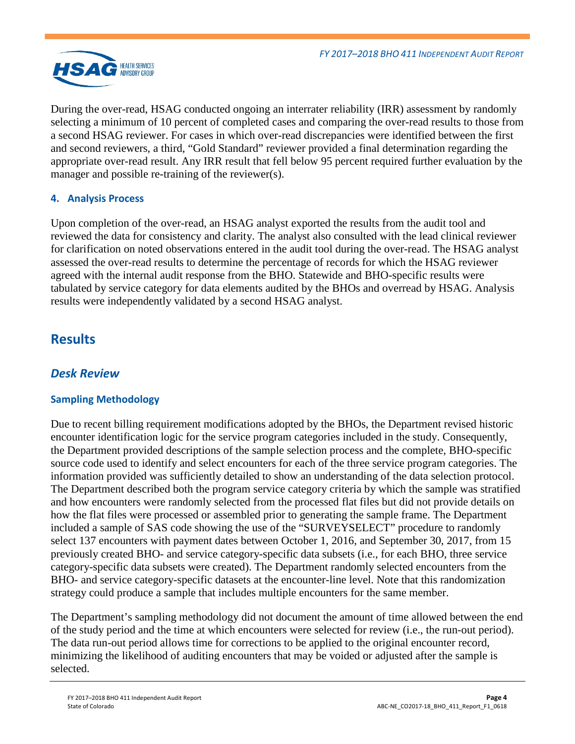During the over-read, HSAG conducted ongoing an interrater reliability (IRR) assessment by randomly selecting a minimum of 10 percent of completed cases and comparing the over-read results to those from a second HSAG reviewer. For cases in which over-read discrepancies were identified between the first and second reviewers, a third, "Gold Standard" reviewer provided a final determination regarding the appropriate over-read result. Any IRR result that fell below 95 percent required further evaluation by the manager and possible re-training of the reviewer(s).

#### 4. Analysis Process

Upon completion of the over-read, an HSAG analyst exported the results from the audit tool and reviewed the data for consistency and clarity. The analyst also consulted with the lead clinical reviewer for clarification on noted observations entered in the audit tool during the over-read. The HSAG analyst assessed the over-read results to determine the percentage of records for which the HSAG reviewer agreed with the internal audit response from the BHO. Statewide and BHO-specific results were tabulated by service category for data elements audited by the BHOs and overread by HSAG. Analysis results were independently validated by a second HSAG analyst.

# Results

## *Desk Review*

### Sampling Methodology

Due to recent billing requirement modifications adopted by the BHOs, the Department revised historic encounter identification logic for the service program categories included in the study. Consequently, the Department provided descriptions of the sample selection process and the complete, BHO-specific source code used to identify and select encounters for each of the three service program categories. The information provided was sufficiently detailed to show an understanding of the data selection protocol. The Department described both the program service category criteria by which the sample was stratified and how encounters were randomly selected from the processed flat files but did not provide details on how the flat files were processed or assembled prior to generating the sample frame. The Department included a sample of SAS code showing the use of the "SURVEYSELECT" procedure to randomly select 137 encounters with payment dates between October 1, 2016, and September 30, 2017, from 15 previously created BHO- and service category-specific data subsets (i.e., for each BHO, three service category-specific data subsets were created). The Department randomly selected encounters from the BHO- and service category-specific datasets at the encounter-line level. Note that this randomization strategy could produce a sample that includes multiple encounters for the same member.

The Department's sampling methodology did not document the amount of time allowed between the end of the study period and the time at which encounters were selected for review (i.e., the run-out period). The data run-out period allows time for corrections to be applied to the original encounter record, minimizing the likelihood of auditing encounters that may be voided or adjusted after the sample is selected.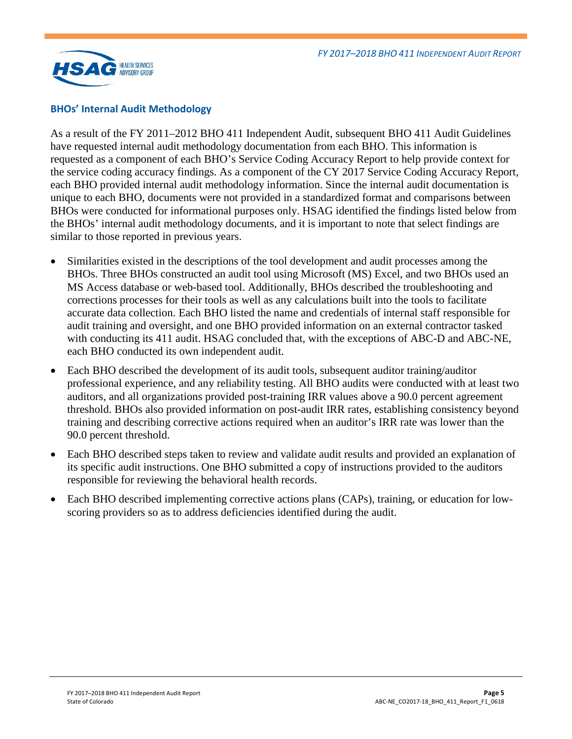### BHOs' Internal Audit Methodology

As a result of the FY 2011–2012 BHO 411 Independent Audit, subsequent BHO 411 Audit Guidelines have requested internal audit methodology documentation from each BHO. This information is requested as a component of each BHO's Service Coding Accuracy Report to help provide context for the service coding accuracy findings. As a component of the CY 2017 Service Coding Accuracy Report, each BHO provided internal audit methodology information. Since the internal audit documentation is unique to each BHO, documents were not provided in a standardized format and comparisons between BHOs were conducted for informational purposes only. HSAG identified the findings listed below from the BHOs' internal audit methodology documents, and it is important to note that select findings are similar to those reported in previous years.

- Similarities existed in the descriptions of the tool development and audit processes among the BHOs. Three BHOs constructed an audit tool using Microsoft (MS) Excel, and two BHOs used an MS Access database or web-based tool. Additionally, BHOs described the troubleshooting and corrections processes for their tools as well as any calculations built into the tools to facilitate accurate data collection. Each BHO listed the name and credentials of internal staff responsible for audit training and oversight, and one BHO provided information on an external contractor tasked with conducting its 411 audit. HSAG concluded that, with the exceptions of ABC-D and ABC-NE, each BHO conducted its own independent audit.
- Each BHO described the development of its audit tools, subsequent auditor training/auditor professional experience, and any reliability testing. All BHO audits were conducted with at least two auditors, and all organizations provided post-training IRR values above a 90.0 percent agreement threshold. BHOs also provided information on post-audit IRR rates, establishing consistency beyond training and describing corrective actions required when an auditor's IRR rate was lower than the 90.0 percent threshold.
- Each BHO described steps taken to review and validate audit results and provided an explanation of its specific audit instructions. One BHO submitted a copy of instructions provided to the auditors responsible for reviewing the behavioral health records.
- Each BHO described implementing corrective actions plans (CAPs), training, or education for low-scoring providers so as to address deficiencies identified during the audit.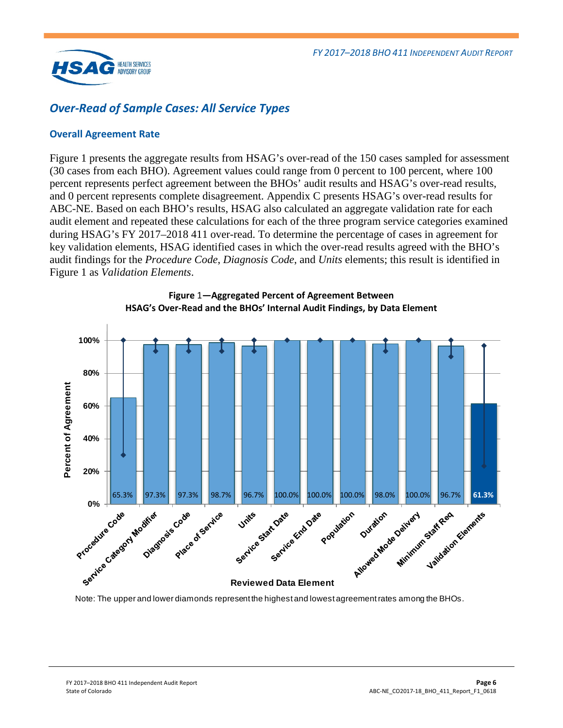## Over-Read of Sample Cases: All Service Types

### Overall Agreement Rate

Figure 1 presents the aggregate results from HSAG's over-read of the 150 cases sampled for assessment (30 cases from each BHO). Agreement values could range from 0 percent to 100 percent, where 100 percent represents perfect agreement between the BHOs' audit results and HSAG's over-read results, and 0 percent represents complete disagreement. Appendix C presents HSAG's over-read results for ABC-NE. Based on each BHO's results, HSAG also calculated an aggregate validation rate for each audit element and repeated these calculations for each of the three program service categories examined during HSAG's FY 2017–2018 411 over-read. To determine the percentage of cases in agreement for key validation elements, HSAG identified cases in which the over-read results agreed with the BHO's audit findings for the *Procedure Code*, *Diagnosis Code*, and *Units* elements; this result is identified in Figure 1 as *Validation Elements*.

**Figure 1—Aggregated Percent of Agreement Between HSAG's Over-Read and the BHOs' Internal Audit Findings, by Data Element**

| Reviewed Data Element | Percent of Agreement |
|---|---|
| Procedure Code | 65.3% |
| Service Category Modifier | 97.3% |
| Diagnosis Code | 97.3% |
| Place of Service | 98.7% |
| Units | 96.7% |
| Service Start Date | 100.0% |
| Service End Date | 100.0% |
| Population | 100.0% |
| Duration | 98.0% |
| Allowed Mode Delivery | 100.0% |
| Minimum Staff Req | 96.7% |
| Validation Elements | 61.3% |

Note: The upper and lower diamonds represent the highest and lowest agreement rates among the BHOs.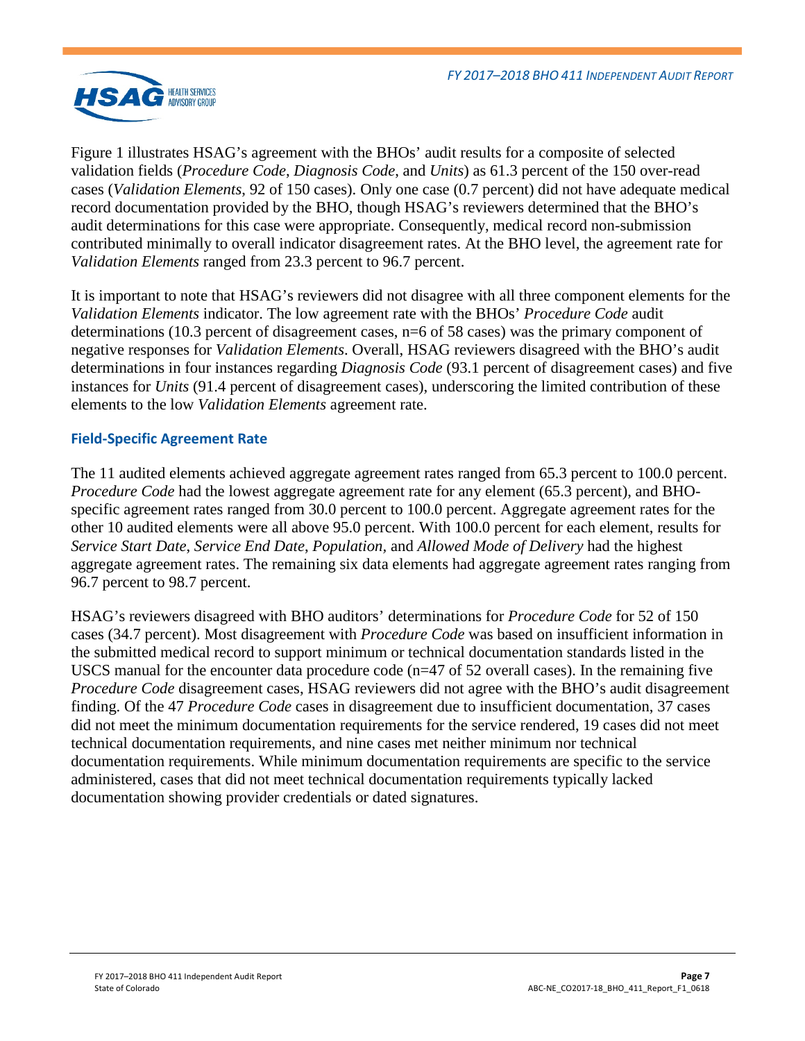Figure 1 illustrates HSAG's agreement with the BHOs' audit results for a composite of selected validation fields (*Procedure Code*, *Diagnosis Code*, and *Units*) as 61.3 percent of the 150 over-read cases (*Validation Elements*, 92 of 150 cases). Only one case (0.7 percent) did not have adequate medical record documentation provided by the BHO, though HSAG's reviewers determined that the BHO's audit determinations for this case were appropriate. Consequently, medical record non-submission contributed minimally to overall indicator disagreement rates. At the BHO level, the agreement rate for *Validation Elements* ranged from 23.3 percent to 96.7 percent.

It is important to note that HSAG's reviewers did not disagree with all three component elements for the *Validation Elements* indicator. The low agreement rate with the BHOs' *Procedure Code* audit determinations (10.3 percent of disagreement cases, n=6 of 58 cases) was the primary component of negative responses for *Validation Elements*. Overall, HSAG reviewers disagreed with the BHO's audit determinations in four instances regarding *Diagnosis Code* (93.1 percent of disagreement cases) and five instances for *Units* (91.4 percent of disagreement cases), underscoring the limited contribution of these elements to the low *Validation Elements* agreement rate.

### Field-Specific Agreement Rate

The 11 audited elements achieved aggregate agreement rates ranged from 65.3 percent to 100.0 percent. *Procedure Code* had the lowest aggregate agreement rate for any element (65.3 percent), and BHO-specific agreement rates ranged from 30.0 percent to 100.0 percent. Aggregate agreement rates for the other 10 audited elements were all above 95.0 percent. With 100.0 percent for each element, results for *Service Start Date*, *Service End Date*, *Population,* and *Allowed Mode of Delivery* had the highest aggregate agreement rates. The remaining six data elements had aggregate agreement rates ranging from 96.7 percent to 98.7 percent.

HSAG's reviewers disagreed with BHO auditors' determinations for *Procedure Code* for 52 of 150 cases (34.7 percent). Most disagreement with *Procedure Code* was based on insufficient information in the submitted medical record to support minimum or technical documentation standards listed in the USCS manual for the encounter data procedure code (n=47 of 52 overall cases). In the remaining five *Procedure Code* disagreement cases, HSAG reviewers did not agree with the BHO's audit disagreement finding. Of the 47 *Procedure Code* cases in disagreement due to insufficient documentation, 37 cases did not meet the minimum documentation requirements for the service rendered, 19 cases did not meet technical documentation requirements, and nine cases met neither minimum nor technical documentation requirements. While minimum documentation requirements are specific to the service administered, cases that did not meet technical documentation requirements typically lacked documentation showing provider credentials or dated signatures.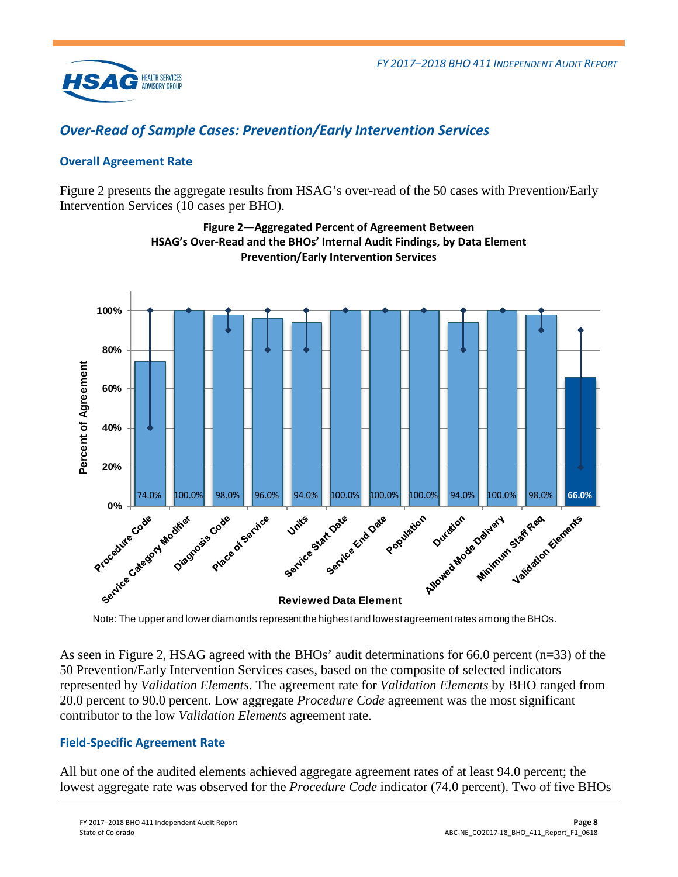## *Over-Read of Sample Cases: Prevention/Early Intervention Services*

### Overall Agreement Rate

Figure 2 presents the aggregate results from HSAG's over-read of the 50 cases with Prevention/Early Intervention Services (10 cases per BHO).

**Figure 2—Aggregated Percent of Agreement Between HSAG's Over-Read and the BHOs' Internal Audit Findings, by Data Element Prevention/Early Intervention Services**

| Reviewed Data Element | Percent of Agreement |
|---|---|
| Procedure Code | 74.0% |
| Service Category Modifier | 100.0% |
| Diagnosis Code | 98.0% |
| Place of Service | 96.0% |
| Units | 94.0% |
| Service Start Date | 100.0% |
| Service End Date | 100.0% |
| Population | 100.0% |
| Duration | 94.0% |
| Allowed Mode Delivery | 100.0% |
| Minimum Staff Req | 98.0% |
| Validation Elements | 66.0% |

Note: The upper and lower diamonds represent the highest and lowest agreement rates among the BHOs.

As seen in Figure 2, HSAG agreed with the BHOs' audit determinations for 66.0 percent (n=33) of the 50 Prevention/Early Intervention Services cases, based on the composite of selected indicators represented by *Validation Elements*. The agreement rate for *Validation Elements* by BHO ranged from 20.0 percent to 90.0 percent. Low aggregate *Procedure Code* agreement was the most significant contributor to the low *Validation Elements* agreement rate.

### Field-Specific Agreement Rate

All but one of the audited elements achieved aggregate agreement rates of at least 94.0 percent; the lowest aggregate rate was observed for the *Procedure Code* indicator (74.0 percent). Two of five BHOs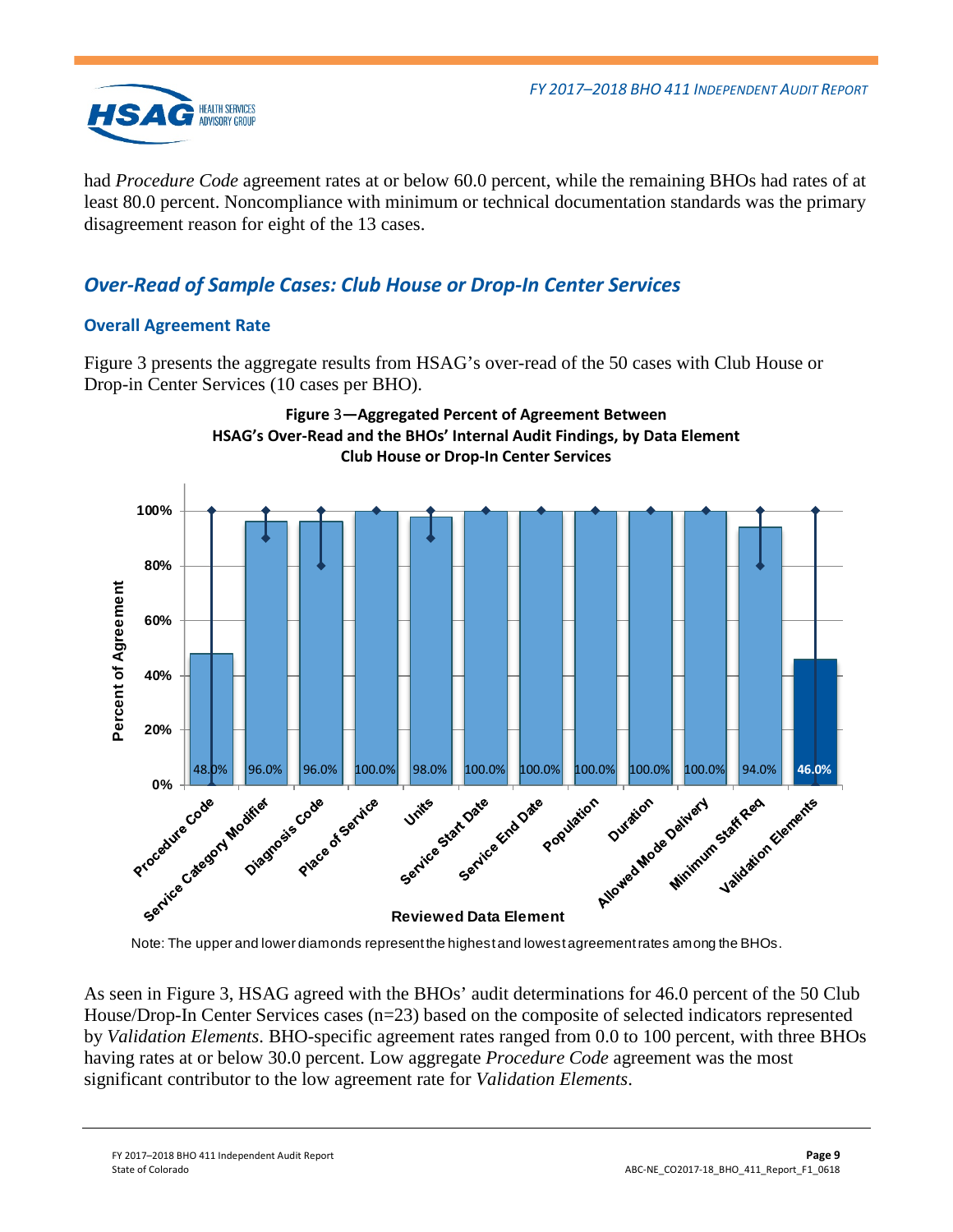had *Procedure Code* agreement rates at or below 60.0 percent, while the remaining BHOs had rates of at least 80.0 percent. Noncompliance with minimum or technical documentation standards was the primary disagreement reason for eight of the 13 cases.

## *Over-Read of Sample Cases: Club House or Drop-In Center Services*

### Overall Agreement Rate

Figure 3 presents the aggregate results from HSAG's over-read of the 50 cases with Club House or Drop-in Center Services (10 cases per BHO).

**Figure 3—Aggregated Percent of Agreement Between HSAG's Over-Read and the BHOs' Internal Audit Findings, by Data Element Club House or Drop-In Center Services**

| Reviewed Data Element | Percent of Agreement |
|---|---|
| Procedure Code | 48.0% |
| Service Category Modifier | 96.0% |
| Diagnosis Code | 96.0% |
| Place of Service | 100.0% |
| Units | 98.0% |
| Service Start Date | 100.0% |
| Service End Date | 100.0% |
| Population | 100.0% |
| Duration | 100.0% |
| Allowed Mode Delivery | 100.0% |
| Minimum Staff Req | 94.0% |
| Validation Elements | 46.0% |

Note: The upper and lower diamonds represent the highest and lowest agreement rates among the BHOs.

As seen in Figure 3, HSAG agreed with the BHOs' audit determinations for 46.0 percent of the 50 Club House/Drop-In Center Services cases (n=23) based on the composite of selected indicators represented by *Validation Elements*. BHO-specific agreement rates ranged from 0.0 to 100 percent, with three BHOs having rates at or below 30.0 percent. Low aggregate *Procedure Code* agreement was the most significant contributor to the low agreement rate for *Validation Elements*.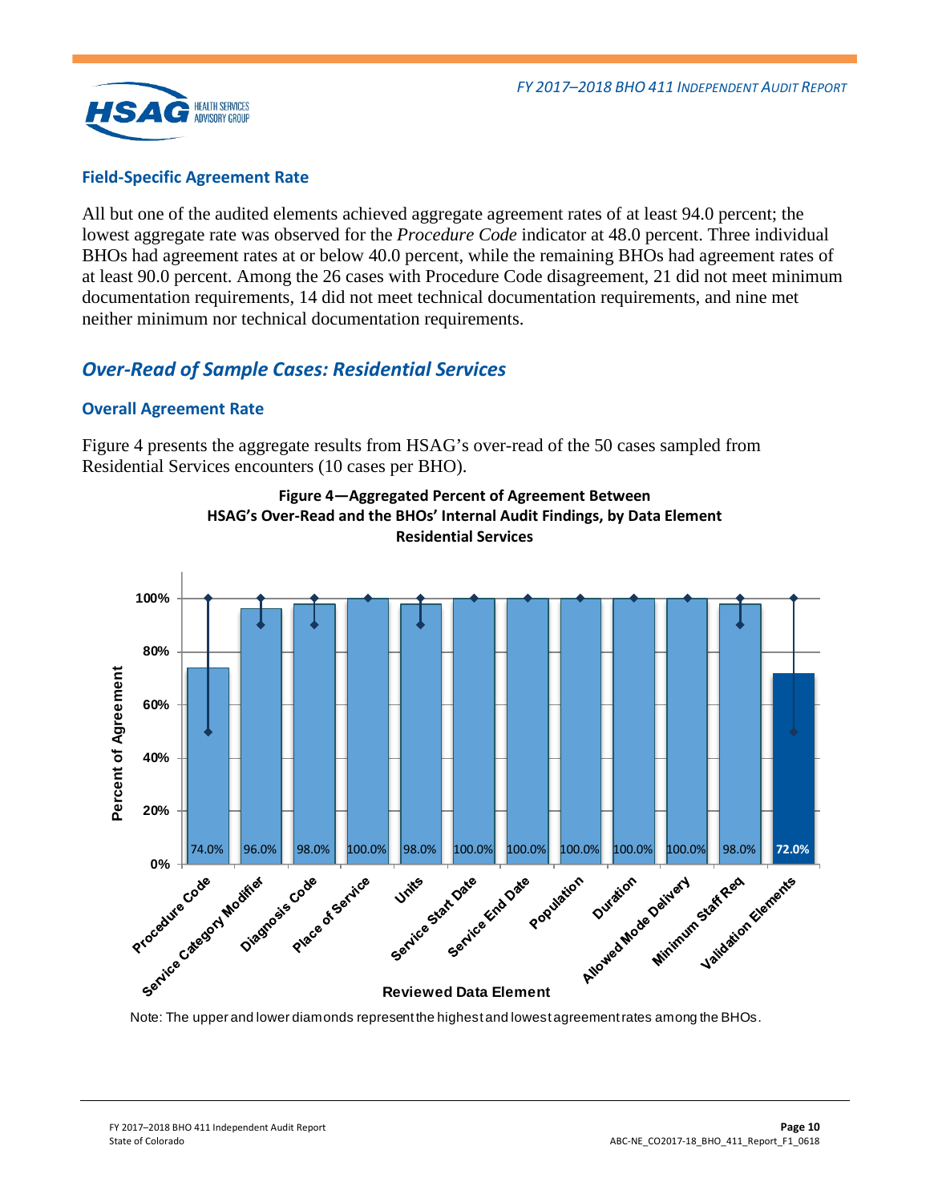### Field-Specific Agreement Rate

All but one of the audited elements achieved aggregate agreement rates of at least 94.0 percent; the lowest aggregate rate was observed for the *Procedure Code* indicator at 48.0 percent. Three individual BHOs had agreement rates at or below 40.0 percent, while the remaining BHOs had agreement rates of at least 90.0 percent. Among the 26 cases with Procedure Code disagreement, 21 did not meet minimum documentation requirements, 14 did not meet technical documentation requirements, and nine met neither minimum nor technical documentation requirements.

## *Over-Read of Sample Cases: Residential Services*

### Overall Agreement Rate

Figure 4 presents the aggregate results from HSAG's over-read of the 50 cases sampled from Residential Services encounters (10 cases per BHO).

**Figure 4—Aggregated Percent of Agreement Between HSAG's Over-Read and the BHOs' Internal Audit Findings, by Data Element Residential Services**

| Reviewed Data Element | Percent of Agreement |
|---|---|
| Procedure Code | 74.0% |
| Service Category Modifier | 96.0% |
| Diagnosis Code | 98.0% |
| Place of Service | 100.0% |
| Units | 98.0% |
| Service Start Date | 100.0% |
| Service End Date | 100.0% |
| Population | 100.0% |
| Duration | 100.0% |
| Allowed Mode Delivery | 100.0% |
| Minimum Staff Req | 98.0% |
| Validation Elements | 72.0% |

Note: The upper and lower diamonds represent the highest and lowest agreement rates among the BHOs.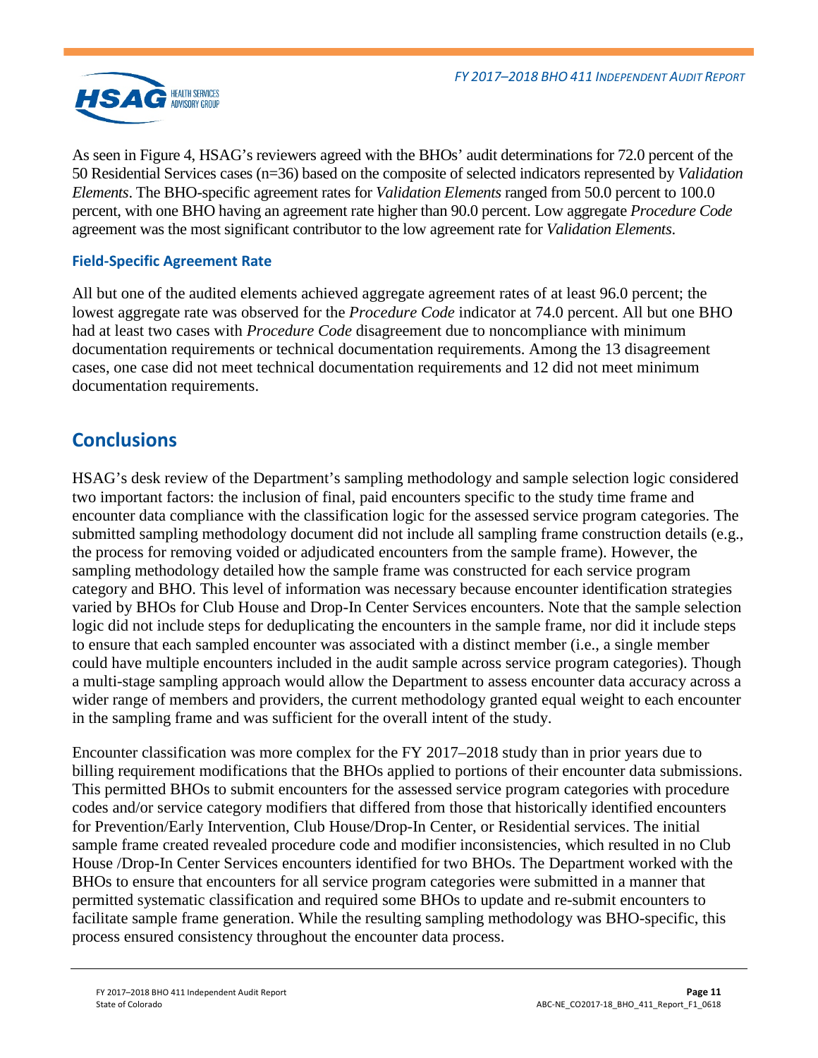As seen in Figure 4, HSAG's reviewers agreed with the BHOs' audit determinations for 72.0 percent of the 50 Residential Services cases (n=36) based on the composite of selected indicators represented by *Validation Elements*. The BHO-specific agreement rates for *Validation Elements* ranged from 50.0 percent to 100.0 percent, with one BHO having an agreement rate higher than 90.0 percent. Low aggregate *Procedure Code* agreement was the most significant contributor to the low agreement rate for *Validation Elements*.

### Field-Specific Agreement Rate

All but one of the audited elements achieved aggregate agreement rates of at least 96.0 percent; the lowest aggregate rate was observed for the *Procedure Code* indicator at 74.0 percent. All but one BHO had at least two cases with *Procedure Code* disagreement due to noncompliance with minimum documentation requirements or technical documentation requirements. Among the 13 disagreement cases, one case did not meet technical documentation requirements and 12 did not meet minimum documentation requirements.

## Conclusions

HSAG's desk review of the Department's sampling methodology and sample selection logic considered two important factors: the inclusion of final, paid encounters specific to the study time frame and encounter data compliance with the classification logic for the assessed service program categories. The submitted sampling methodology document did not include all sampling frame construction details (e.g., the process for removing voided or adjudicated encounters from the sample frame). However, the sampling methodology detailed how the sample frame was constructed for each service program category and BHO. This level of information was necessary because encounter identification strategies varied by BHOs for Club House and Drop-In Center Services encounters. Note that the sample selection logic did not include steps for deduplicating the encounters in the sample frame, nor did it include steps to ensure that each sampled encounter was associated with a distinct member (i.e., a single member could have multiple encounters included in the audit sample across service program categories). Though a multi-stage sampling approach would allow the Department to assess encounter data accuracy across a wider range of members and providers, the current methodology granted equal weight to each encounter in the sampling frame and was sufficient for the overall intent of the study.

Encounter classification was more complex for the FY 2017–2018 study than in prior years due to billing requirement modifications that the BHOs applied to portions of their encounter data submissions. This permitted BHOs to submit encounters for the assessed service program categories with procedure codes and/or service category modifiers that differed from those that historically identified encounters for Prevention/Early Intervention, Club House/Drop-In Center, or Residential services. The initial sample frame created revealed procedure code and modifier inconsistencies, which resulted in no Club House /Drop-In Center Services encounters identified for two BHOs. The Department worked with the BHOs to ensure that encounters for all service program categories were submitted in a manner that permitted systematic classification and required some BHOs to update and re-submit encounters to facilitate sample frame generation. While the resulting sampling methodology was BHO-specific, this process ensured consistency throughout the encounter data process.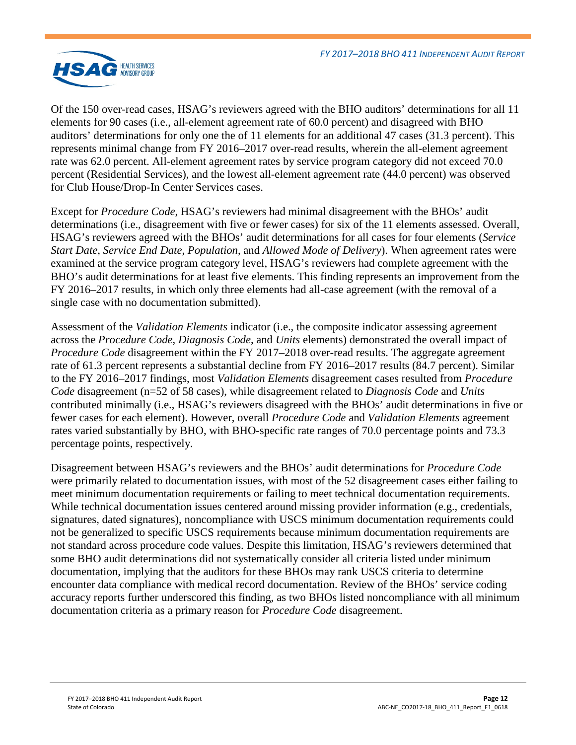Of the 150 over-read cases, HSAG's reviewers agreed with the BHO auditors' determinations for all 11 elements for 90 cases (i.e., all-element agreement rate of 60.0 percent) and disagreed with BHO auditors' determinations for only one the of 11 elements for an additional 47 cases (31.3 percent). This represents minimal change from FY 2016–2017 over-read results, wherein the all-element agreement rate was 62.0 percent. All-element agreement rates by service program category did not exceed 70.0 percent (Residential Services), and the lowest all-element agreement rate (44.0 percent) was observed for Club House/Drop-In Center Services cases.

Except for *Procedure Code*, HSAG's reviewers had minimal disagreement with the BHOs' audit determinations (i.e., disagreement with five or fewer cases) for six of the 11 elements assessed. Overall, HSAG's reviewers agreed with the BHOs' audit determinations for all cases for four elements (*Service Start Date*, *Service End Date*, *Population*, and *Allowed Mode of Delivery*). When agreement rates were examined at the service program category level, HSAG's reviewers had complete agreement with the BHO's audit determinations for at least five elements. This finding represents an improvement from the FY 2016–2017 results, in which only three elements had all-case agreement (with the removal of a single case with no documentation submitted).

Assessment of the *Validation Elements* indicator (i.e., the composite indicator assessing agreement across the *Procedure Code*, *Diagnosis Code*, and *Units* elements) demonstrated the overall impact of *Procedure Code* disagreement within the FY 2017–2018 over-read results. The aggregate agreement rate of 61.3 percent represents a substantial decline from FY 2016–2017 results (84.7 percent). Similar to the FY 2016–2017 findings, most *Validation Elements* disagreement cases resulted from *Procedure Code* disagreement (n=52 of 58 cases), while disagreement related to *Diagnosis Code* and *Units* contributed minimally (i.e., HSAG's reviewers disagreed with the BHOs' audit determinations in five or fewer cases for each element). However, overall *Procedure Code* and *Validation Elements* agreement rates varied substantially by BHO, with BHO-specific rate ranges of 70.0 percentage points and 73.3 percentage points, respectively.

Disagreement between HSAG's reviewers and the BHOs' audit determinations for *Procedure Code* were primarily related to documentation issues, with most of the 52 disagreement cases either failing to meet minimum documentation requirements or failing to meet technical documentation requirements. While technical documentation issues centered around missing provider information (e.g., credentials, signatures, dated signatures), noncompliance with USCS minimum documentation requirements could not be generalized to specific USCS requirements because minimum documentation requirements are not standard across procedure code values. Despite this limitation, HSAG's reviewers determined that some BHO audit determinations did not systematically consider all criteria listed under minimum documentation, implying that the auditors for these BHOs may rank USCS criteria to determine encounter data compliance with medical record documentation. Review of the BHOs' service coding accuracy reports further underscored this finding, as two BHOs listed noncompliance with all minimum documentation criteria as a primary reason for *Procedure Code* disagreement.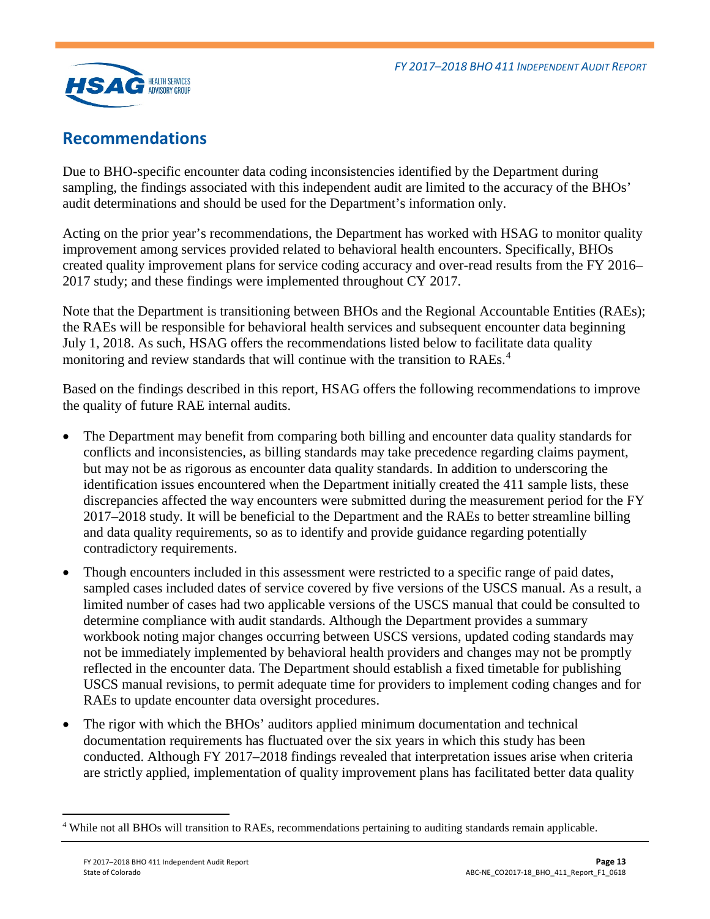## Recommendations

Due to BHO-specific encounter data coding inconsistencies identified by the Department during sampling, the findings associated with this independent audit are limited to the accuracy of the BHOs' audit determinations and should be used for the Department's information only.

Acting on the prior year's recommendations, the Department has worked with HSAG to monitor quality improvement among services provided related to behavioral health encounters. Specifically, BHOs created quality improvement plans for service coding accuracy and over-read results from the FY 2016–2017 study; and these findings were implemented throughout CY 2017.

Note that the Department is transitioning between BHOs and the Regional Accountable Entities (RAEs); the RAEs will be responsible for behavioral health services and subsequent encounter data beginning July 1, 2018. As such, HSAG offers the recommendations listed below to facilitate data quality monitoring and review standards that will continue with the transition to RAEs.[4]

Based on the findings described in this report, HSAG offers the following recommendations to improve the quality of future RAE internal audits.

- The Department may benefit from comparing both billing and encounter data quality standards for conflicts and inconsistencies, as billing standards may take precedence regarding claims payment, but may not be as rigorous as encounter data quality standards. In addition to underscoring the identification issues encountered when the Department initially created the 411 sample lists, these discrepancies affected the way encounters were submitted during the measurement period for the FY 2017–2018 study. It will be beneficial to the Department and the RAEs to better streamline billing and data quality requirements, so as to identify and provide guidance regarding potentially contradictory requirements.
- Though encounters included in this assessment were restricted to a specific range of paid dates, sampled cases included dates of service covered by five versions of the USCS manual. As a result, a limited number of cases had two applicable versions of the USCS manual that could be consulted to determine compliance with audit standards. Although the Department provides a summary workbook noting major changes occurring between USCS versions, updated coding standards may not be immediately implemented by behavioral health providers and changes may not be promptly reflected in the encounter data. The Department should establish a fixed timetable for publishing USCS manual revisions, to permit adequate time for providers to implement coding changes and for RAEs to update encounter data oversight procedures.
- The rigor with which the BHOs' auditors applied minimum documentation and technical documentation requirements has fluctuated over the six years in which this study has been conducted. Although FY 2017–2018 findings revealed that interpretation issues arise when criteria are strictly applied, implementation of quality improvement plans has facilitated better data quality

[4] While not all BHOs will transition to RAEs, recommendations pertaining to auditing standards remain applicable.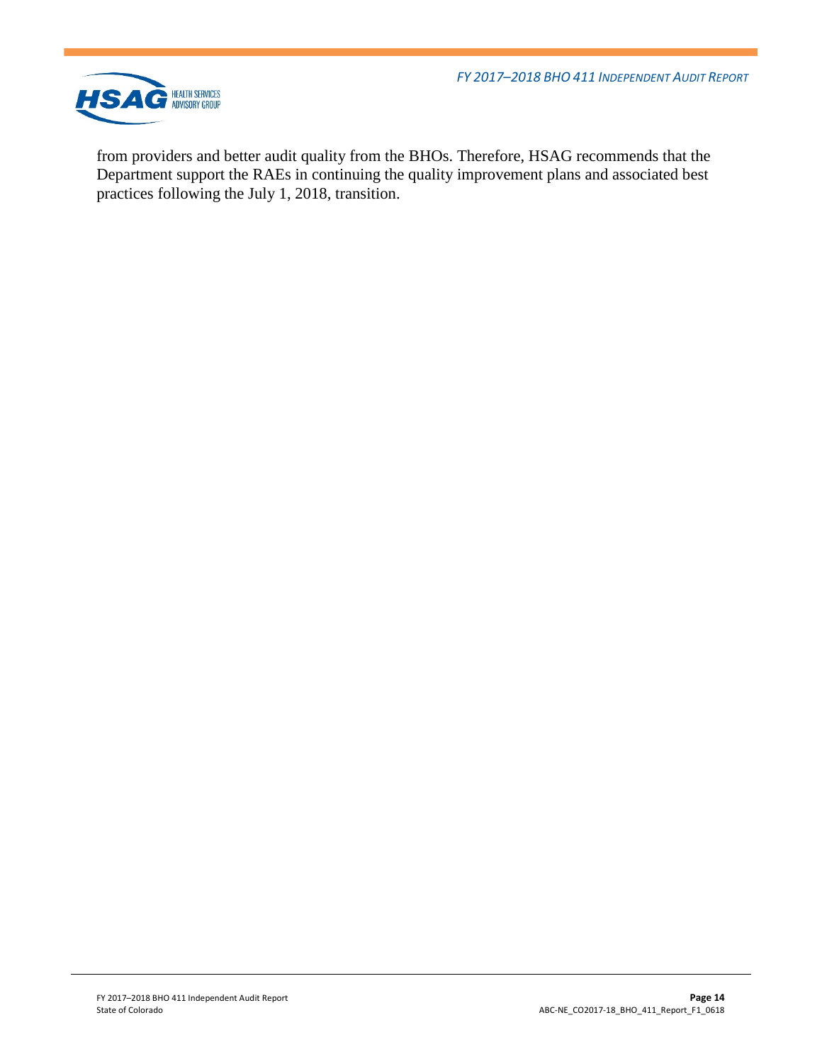from providers and better audit quality from the BHOs. Therefore, HSAG recommends that the Department support the RAEs in continuing the quality improvement plans and associated best practices following the July 1, 2018, transition.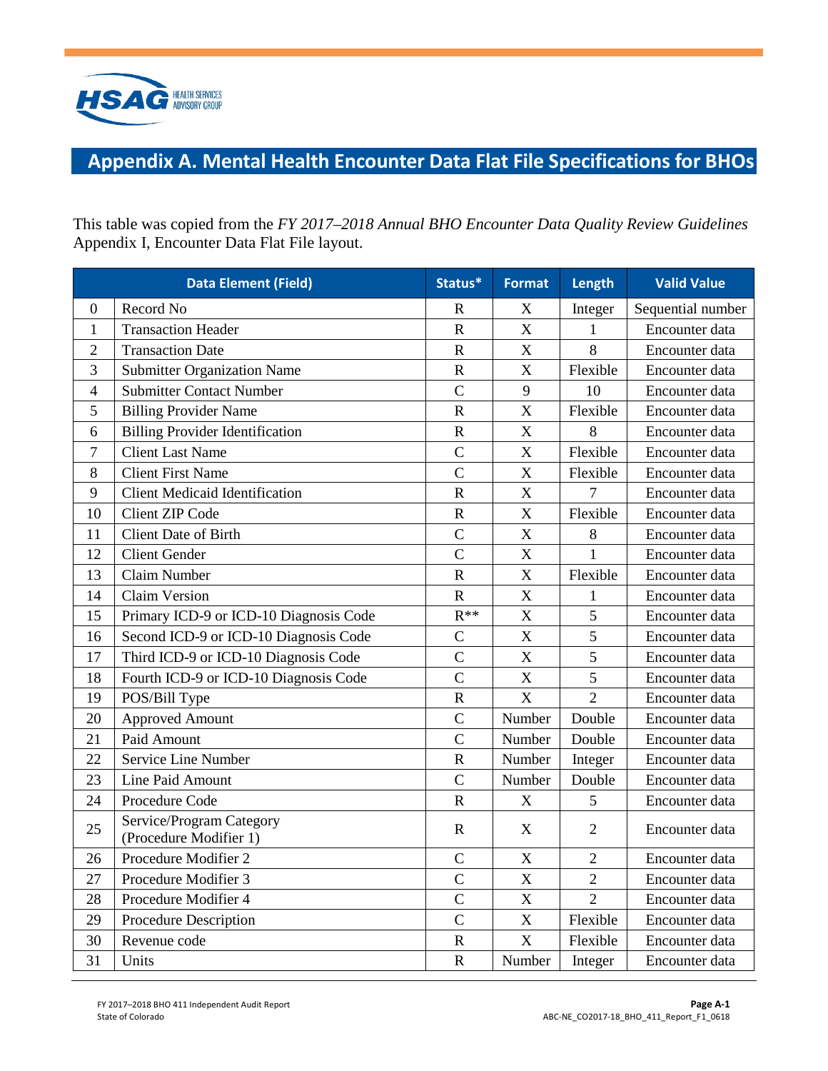## Appendix A. Mental Health Encounter Data Flat File Specifications for BHOs

This table was copied from the *FY 2017–2018 Annual BHO Encounter Data Quality Review Guidelines* Appendix I, Encounter Data Flat File layout.

| | Data Element (Field) | Status* | Format | Length | Valid Value |
|---|---|---|---|---|---|
| 0 | Record No | R | X | Integer | Sequential number |
| 1 | Transaction Header | R | X | 1 | Encounter data |
| 2 | Transaction Date | R | X | 8 | Encounter data |
| 3 | Submitter Organization Name | R | X | Flexible | Encounter data |
| 4 | Submitter Contact Number | C | 9 | 10 | Encounter data |
| 5 | Billing Provider Name | R | X | Flexible | Encounter data |
| 6 | Billing Provider Identification | R | X | 8 | Encounter data |
| 7 | Client Last Name | C | X | Flexible | Encounter data |
| 8 | Client First Name | C | X | Flexible | Encounter data |
| 9 | Client Medicaid Identification | R | X | 7 | Encounter data |
| 10 | Client ZIP Code | R | X | Flexible | Encounter data |
| 11 | Client Date of Birth | C | X | 8 | Encounter data |
| 12 | Client Gender | C | X | 1 | Encounter data |
| 13 | Claim Number | R | X | Flexible | Encounter data |
| 14 | Claim Version | R | X | 1 | Encounter data |
| 15 | Primary ICD-9 or ICD-10 Diagnosis Code | R** | X | 5 | Encounter data |
| 16 | Second ICD-9 or ICD-10 Diagnosis Code | C | X | 5 | Encounter data |
| 17 | Third ICD-9 or ICD-10 Diagnosis Code | C | X | 5 | Encounter data |
| 18 | Fourth ICD-9 or ICD-10 Diagnosis Code | C | X | 5 | Encounter data |
| 19 | POS/Bill Type | R | X | 2 | Encounter data |
| 20 | Approved Amount | C | Number | Double | Encounter data |
| 21 | Paid Amount | C | Number | Double | Encounter data |
| 22 | Service Line Number | R | Number | Integer | Encounter data |
| 23 | Line Paid Amount | C | Number | Double | Encounter data |
| 24 | Procedure Code | R | X | 5 | Encounter data |
| 25 | Service/Program Category (Procedure Modifier 1) | R | X | 2 | Encounter data |
| 26 | Procedure Modifier 2 | C | X | 2 | Encounter data |
| 27 | Procedure Modifier 3 | C | X | 2 | Encounter data |
| 28 | Procedure Modifier 4 | C | X | 2 | Encounter data |
| 29 | Procedure Description | C | X | Flexible | Encounter data |
| 30 | Revenue code | R | X | Flexible | Encounter data |
| 31 | Units | R | Number | Integer | Encounter data |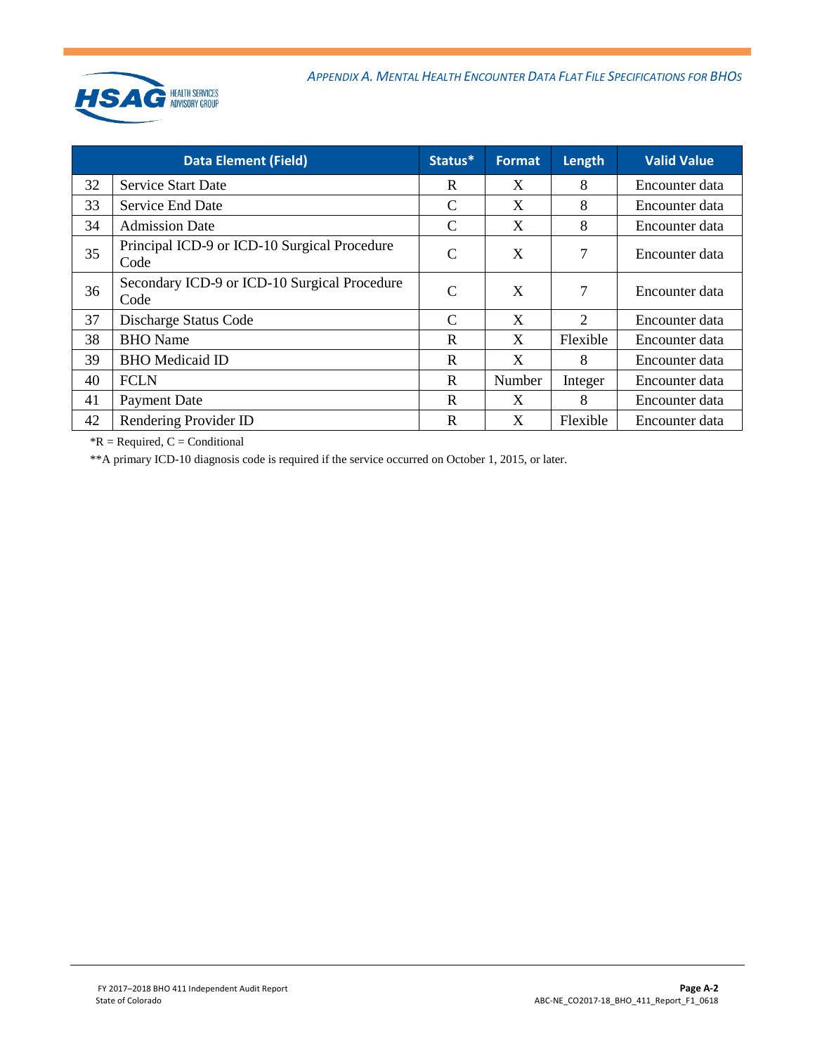| | Data Element (Field) | Status* | Format | Length | Valid Value |
|---|---|---|---|---|---|
| 32 | Service Start Date | R | X | 8 | Encounter data |
| 33 | Service End Date | C | X | 8 | Encounter data |
| 34 | Admission Date | C | X | 8 | Encounter data |
| 35 | Principal ICD-9 or ICD-10 Surgical Procedure Code | C | X | 7 | Encounter data |
| 36 | Secondary ICD-9 or ICD-10 Surgical Procedure Code | C | X | 7 | Encounter data |
| 37 | Discharge Status Code | C | X | 2 | Encounter data |
| 38 | BHO Name | R | X | Flexible | Encounter data |
| 39 | BHO Medicaid ID | R | X | 8 | Encounter data |
| 40 | FCLN | R | Number | Integer | Encounter data |
| 41 | Payment Date | R | X | 8 | Encounter data |
| 42 | Rendering Provider ID | R | X | Flexible | Encounter data |

*R = Required, C = Conditional

**A primary ICD-10 diagnosis code is required if the service occurred on October 1, 2015, or later.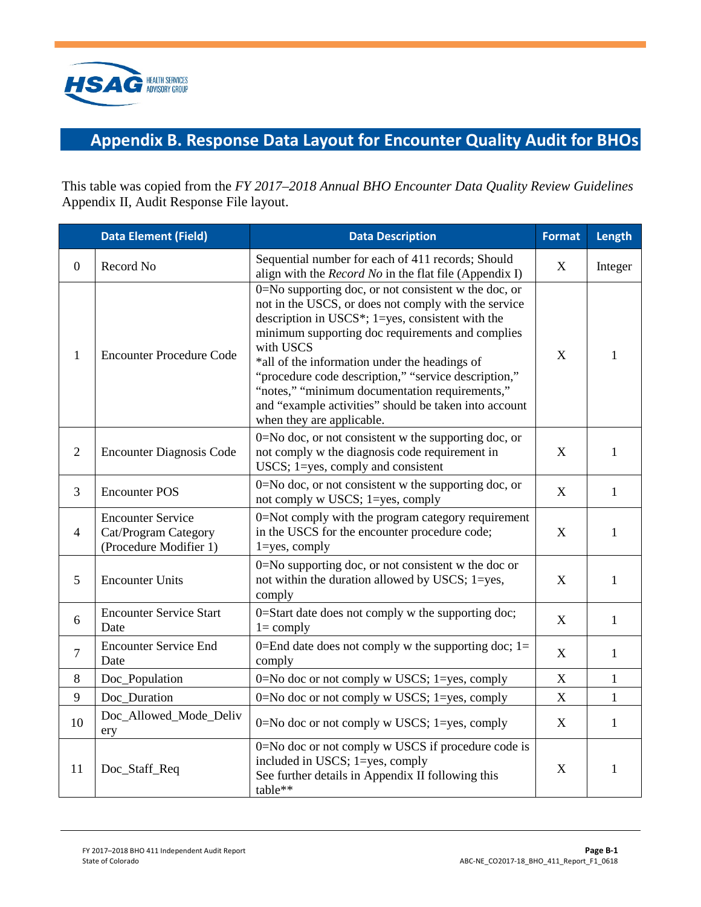## Appendix B. Response Data Layout for Encounter Quality Audit for BHOs

This table was copied from the *FY 2017–2018 Annual BHO Encounter Data Quality Review Guidelines* Appendix II, Audit Response File layout.

| | Data Element (Field) | Data Description | Format | Length |
|---|---|---|---|---|
| 0 | Record No | Sequential number for each of 411 records; Should align with the *Record No* in the flat file (Appendix I) | X | Integer |
| 1 | Encounter Procedure Code | 0=No supporting doc, or not consistent w the doc, or not in the USCS, or does not comply with the service description in USCS*; 1=yes, consistent with the minimum supporting doc requirements and complies with USCS<br>*all of the information under the headings of "procedure code description," "service description," "notes," "minimum documentation requirements," and "example activities" should be taken into account when they are applicable. | X | 1 |
| 2 | Encounter Diagnosis Code | 0=No doc, or not consistent w the supporting doc, or not comply w the diagnosis code requirement in USCS; 1=yes, comply and consistent | X | 1 |
| 3 | Encounter POS | 0=No doc, or not consistent w the supporting doc, or not comply w USCS; 1=yes, comply | X | 1 |
| 4 | Encounter Service Cat/Program Category (Procedure Modifier 1) | 0=Not comply with the program category requirement in the USCS for the encounter procedure code; 1=yes, comply | X | 1 |
| 5 | Encounter Units | 0=No supporting doc, or not consistent w the doc or not within the duration allowed by USCS; 1=yes, comply | X | 1 |
| 6 | Encounter Service Start Date | 0=Start date does not comply w the supporting doc; 1= comply | X | 1 |
| 7 | Encounter Service End Date | 0=End date does not comply w the supporting doc; 1= comply | X | 1 |
| 8 | Doc_Population | 0=No doc or not comply w USCS; 1=yes, comply | X | 1 |
| 9 | Doc_Duration | 0=No doc or not comply w USCS; 1=yes, comply | X | 1 |
| 10 | Doc_Allowed_Mode_Delivery | 0=No doc or not comply w USCS; 1=yes, comply | X | 1 |
| 11 | Doc_Staff_Req | 0=No doc or not comply w USCS if procedure code is included in USCS; 1=yes, comply<br>See further details in Appendix II following this table** | X | 1 |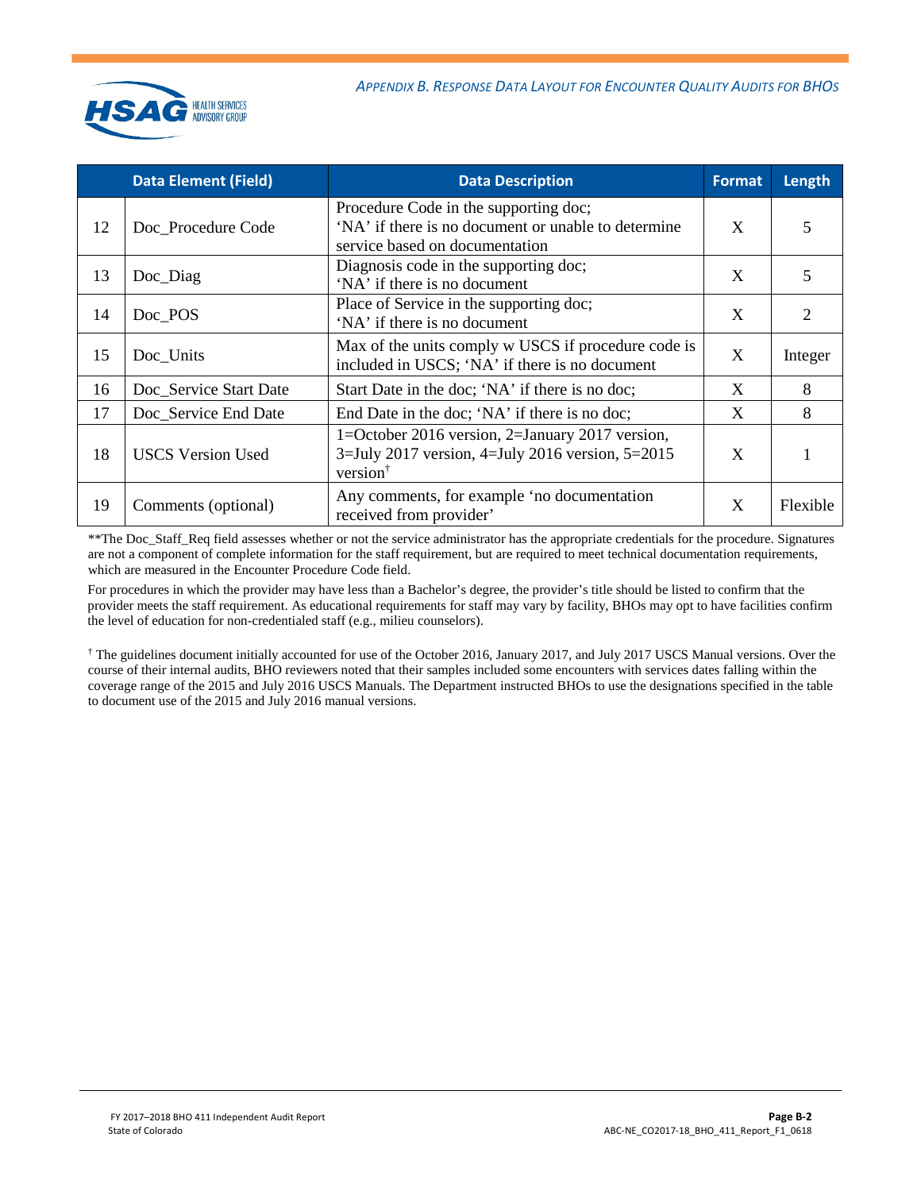| | Data Element (Field) | Data Description | Format | Length |
|---|---|---|---|---|
| 12 | Doc_Procedure Code | Procedure Code in the supporting doc; 'NA' if there is no document or unable to determine service based on documentation | X | 5 |
| 13 | Doc_Diag | Diagnosis code in the supporting doc; 'NA' if there is no document | X | 5 |
| 14 | Doc_POS | Place of Service in the supporting doc; 'NA' if there is no document | X | 2 |
| 15 | Doc_Units | Max of the units comply w USCS if procedure code is included in USCS; 'NA' if there is no document | X | Integer |
| 16 | Doc_Service Start Date | Start Date in the doc; 'NA' if there is no doc; | X | 8 |
| 17 | Doc_Service End Date | End Date in the doc; 'NA' if there is no doc; | X | 8 |
| 18 | USCS Version Used | 1=October 2016 version, 2=January 2017 version, 3=July 2017 version, 4=July 2016 version, 5=2015 version[†] | X | 1 |
| 19 | Comments (optional) | Any comments, for example 'no documentation received from provider' | X | Flexible |

**The Doc_Staff_Req field assesses whether or not the service administrator has the appropriate credentials for the procedure. Signatures are not a component of complete information for the staff requirement, but are required to meet technical documentation requirements, which are measured in the Encounter Procedure Code field.

For procedures in which the provider may have less than a Bachelor's degree, the provider's title should be listed to confirm that the provider meets the staff requirement. As educational requirements for staff may vary by facility, BHOs may opt to have facilities confirm the level of education for non-credentialed staff (e.g., milieu counselors).

[†] The guidelines document initially accounted for use of the October 2016, January 2017, and July 2017 USCS Manual versions. Over the course of their internal audits, BHO reviewers noted that their samples included some encounters with services dates falling within the coverage range of the 2015 and July 2016 USCS Manuals. The Department instructed BHOs to use the designations specified in the table to document use of the 2015 and July 2016 manual versions.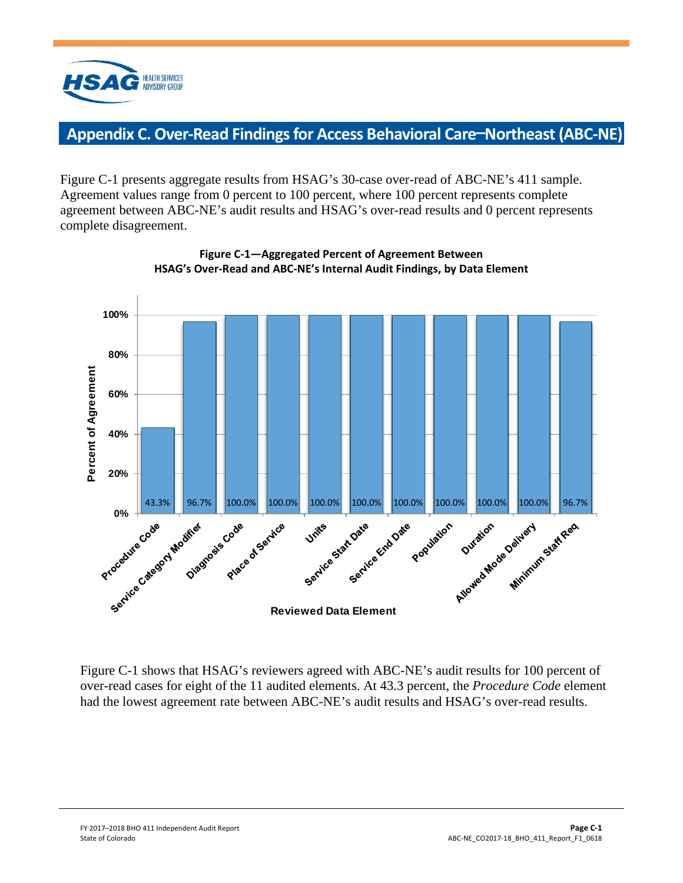# Appendix C. Over-Read Findings for Access Behavioral Care–Northeast (ABC-NE)

Figure C-1 presents aggregate results from HSAG's 30-case over-read of ABC-NE's 411 sample. Agreement values range from 0 percent to 100 percent, where 100 percent represents complete agreement between ABC-NE's audit results and HSAG's over-read results and 0 percent represents complete disagreement.

**Figure C-1—Aggregated Percent of Agreement Between HSAG's Over-Read and ABC-NE's Internal Audit Findings, by Data Element**

| Reviewed Data Element | Percent of Agreement |
| --- | --- |
| Procedure Code | 43.3% |
| Service Category Modifier | 96.7% |
| Diagnosis Code | 100.0% |
| Place of Service | 100.0% |
| Units | 100.0% |
| Service Start Date | 100.0% |
| Service End Date | 100.0% |
| Population | 100.0% |
| Duration | 100.0% |
| Allowed Mode Delivery | 100.0% |
| Minimum Staff Req | 96.7% |

Figure C-1 shows that HSAG's reviewers agreed with ABC-NE's audit results for 100 percent of over-read cases for eight of the 11 audited elements. At 43.3 percent, the *Procedure Code* element had the lowest agreement rate between ABC-NE's audit results and HSAG's over-read results.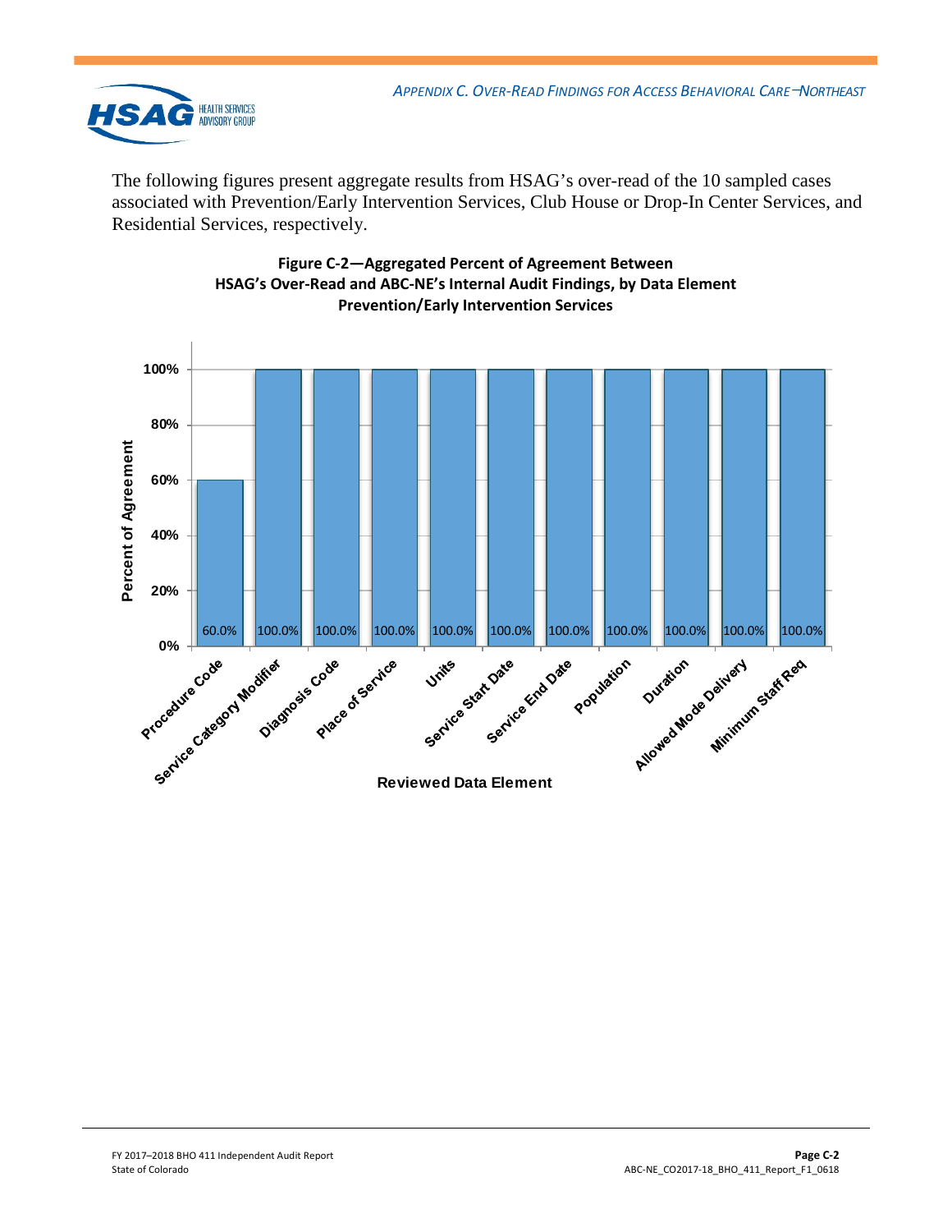The following figures present aggregate results from HSAG's over-read of the 10 sampled cases associated with Prevention/Early Intervention Services, Club House or Drop-In Center Services, and Residential Services, respectively.

**Figure C-2—Aggregated Percent of Agreement Between HSAG's Over-Read and ABC-NE's Internal Audit Findings, by Data Element Prevention/Early Intervention Services**

| Reviewed Data Element | Percent of Agreement |
|---|---|
| Procedure Code | 60.0% |
| Service Category Modifier | 100.0% |
| Diagnosis Code | 100.0% |
| Place of Service | 100.0% |
| Units | 100.0% |
| Service Start Date | 100.0% |
| Service End Date | 100.0% |
| Population | 100.0% |
| Duration | 100.0% |
| Allowed Mode Delivery | 100.0% |
| Minimum Staff Req | 100.0% |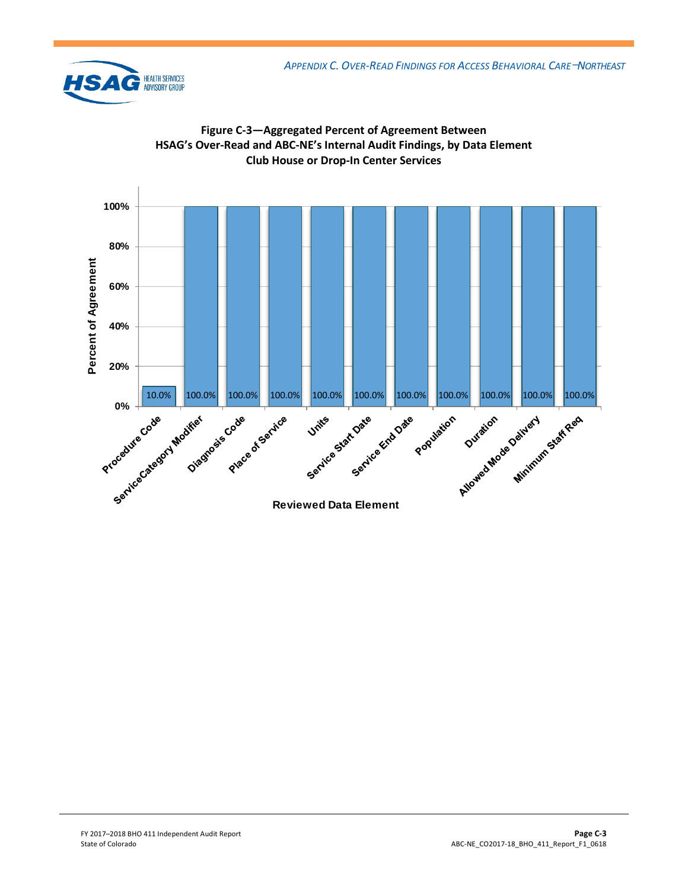**Figure C-3—Aggregated Percent of Agreement Between HSAG's Over-Read and ABC-NE's Internal Audit Findings, by Data Element**
**Club House or Drop-In Center Services**

| Reviewed Data Element | Percent of Agreement |
|---|---|
| Procedure Code | 10.0% |
| ServiceCategory Modifier | 100.0% |
| Diagnosis Code | 100.0% |
| Place of Service | 100.0% |
| Units | 100.0% |
| Service Start Date | 100.0% |
| Service End Date | 100.0% |
| Population | 100.0% |
| Duration | 100.0% |
| Allowed Mode Delivery | 100.0% |
| Minimum Staff Req | 100.0% |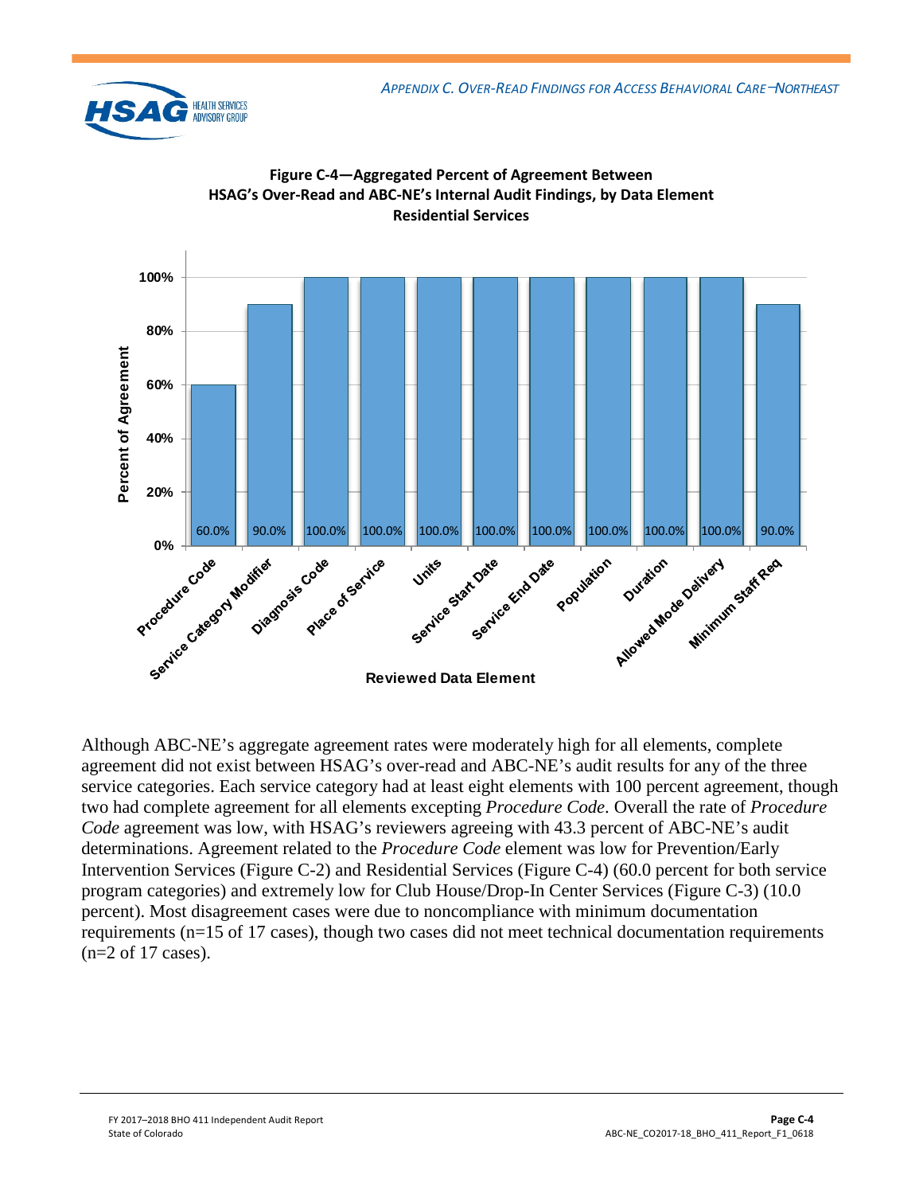**Figure C-4—Aggregated Percent of Agreement Between HSAG's Over-Read and ABC-NE's Internal Audit Findings, by Data Element Residential Services**

Percent of Agreement

100%
80%
60%
40%
20%
0%

Procedure Code 60.0%
Service Category Modifier 90.0%
Diagnosis Code 100.0%
Place of Service 100.0%
Units 100.0%
Service Start Date 100.0%
Service End Date 100.0%
Population 100.0%
Duration 100.0%
Allowed Mode Delivery 100.0%
Minimum Staff Req 90.0%

Reviewed Data Element

Although ABC-NE's aggregate agreement rates were moderately high for all elements, complete agreement did not exist between HSAG's over-read and ABC-NE's audit results for any of the three service categories. Each service category had at least eight elements with 100 percent agreement, though two had complete agreement for all elements excepting *Procedure Code*. Overall the rate of *Procedure Code* agreement was low, with HSAG's reviewers agreeing with 43.3 percent of ABC-NE's audit determinations. Agreement related to the *Procedure Code* element was low for Prevention/Early Intervention Services (Figure C-2) and Residential Services (Figure C-4) (60.0 percent for both service program categories) and extremely low for Club House/Drop-In Center Services (Figure C-3) (10.0 percent). Most disagreement cases were due to noncompliance with minimum documentation requirements (n=15 of 17 cases), though two cases did not meet technical documentation requirements (n=2 of 17 cases).